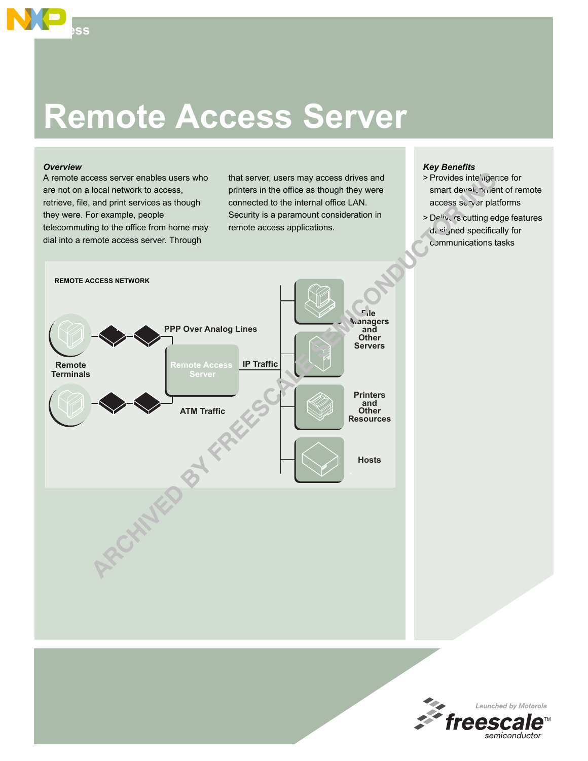# Remote Access Server

*Overview*

A remote access server enables users who are not on a local network to access, retrieve, file, and print services as though they were. For example, people telecommuting to the office from home may dial into a remote access server. Through that server, users may access drives and printers in the office as though they were connected to the internal office LAN. Security is a paramount consideration in remote access applications.

**REMOTE ACCESS NETWORK**

Remote Terminals

PPP Over Analog Lines

Remote Access Server

IP Traffic

ATM Traffic

File Managers and Other Servers

Printers and Other Resources

Hosts

*Key Benefits*

> Provides intelligence for smart development of remote access server platforms

> Delivers cutting edge features designed specifically for communications tasks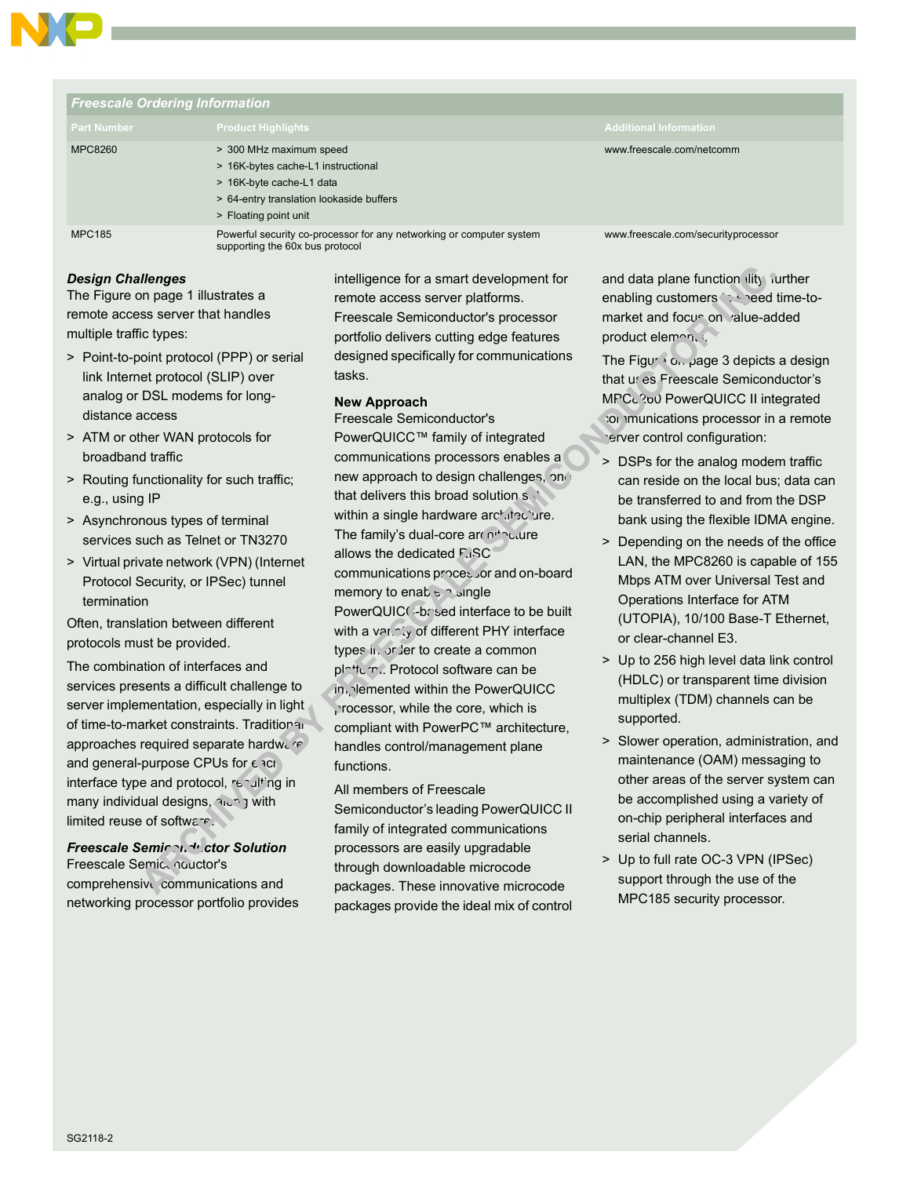**Freescale Ordering Information**

| Part Number | Product Highlights | Additional Information |
|---|---|---|
| MPC8260 | > 300 MHz maximum speed<br>> 16K-bytes cache-L1 instructional<br>> 16K-byte cache-L1 data<br>> 64-entry translation lookaside buffers<br>> Floating point unit | www.freescale.com/netcomm |
| MPC185 | Powerful security co-processor for any networking or computer system supporting the 60x bus protocol | www.freescale.com/securityprocessor |

### *Design Challenges*

The Figure on page 1 illustrates a remote access server that handles multiple traffic types:

> Point-to-point protocol (PPP) or serial link Internet protocol (SLIP) over analog or DSL modems for long-distance access

> ATM or other WAN protocols for broadband traffic

> Routing functionality for such traffic; e.g., using IP

> Asynchronous types of terminal services such as Telnet or TN3270

> Virtual private network (VPN) (Internet Protocol Security, or IPSec) tunnel termination

Often, translation between different protocols must be provided.

The combination of interfaces and services presents a difficult challenge to server implementation, especially in light of time-to-market constraints. Traditional approaches required separate hardware and general-purpose CPUs for each interface type and protocol, resulting in many individual designs, along with limited reuse of software.

### *Freescale Semiconductor Solution*

Freescale Semiconductor's comprehensive communications and networking processor portfolio provides intelligence for a smart development for remote access server platforms. Freescale Semiconductor's processor portfolio delivers cutting edge features designed specifically for communications tasks.

### New Approach

Freescale Semiconductor's PowerQUICC™ family of integrated communications processors enables a new approach to design challenges, one that delivers this broad solution set within a single hardware architecture. The family's dual-core architecture allows the dedicated RISC communications processor and on-board memory to enable a single PowerQUICC-based interface to be built with a variety of different PHY interface types in order to create a common platform. Protocol software can be implemented within the PowerQUICC processor, while the core, which is compliant with PowerPC™ architecture, handles control/management plane functions.

All members of Freescale Semiconductor's leading PowerQUICC II family of integrated communications processors are easily upgradable through downloadable microcode packages. These innovative microcode packages provide the ideal mix of control and data plane functionality, further enabling customers to speed time-to-market and focus on value-added product elements.

The Figure on page 3 depicts a design that uses Freescale Semiconductor's MPC8260 PowerQUICC II integrated communications processor in a remote server control configuration:

> DSPs for the analog modem traffic can reside on the local bus; data can be transferred to and from the DSP bank using the flexible IDMA engine.

> Depending on the needs of the office LAN, the MPC8260 is capable of 155 Mbps ATM over Universal Test and Operations Interface for ATM (UTOPIA), 10/100 Base-T Ethernet, or clear-channel E3.

> Up to 256 high level data link control (HDLC) or transparent time division multiplex (TDM) channels can be supported.

> Slower operation, administration, and maintenance (OAM) messaging to other areas of the server system can be accomplished using a variety of on-chip peripheral interfaces and serial channels.

> Up to full rate OC-3 VPN (IPSec) support through the use of the MPC185 security processor.

SG2118-2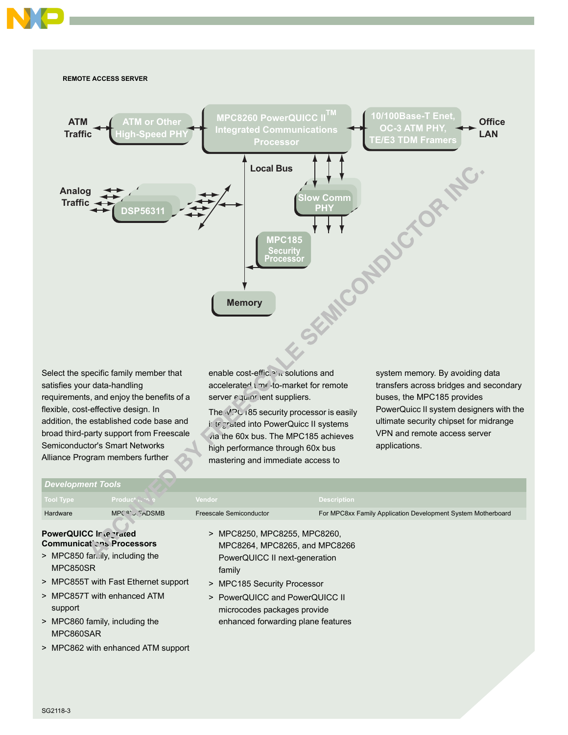REMOTE ACCESS SERVER

ATM Traffic ↔ ATM or Other High-Speed PHY ↔ MPC8260 PowerQUICC II™ Integrated Communications Processor ↔ 10/100Base-T Enet, OC-3 ATM PHY, TE/E3 TDM Framers ↔ Office LAN

Analog Traffic ↔ DSP56311

Local Bus

Slow Comm PHY

MPC185 Security Processor

Memory

Select the specific family member that satisfies your data-handling requirements, and enjoy the benefits of a flexible, cost-effective design. In addition, the established code base and broad third-party support from Freescale Semiconductor's Smart Networks Alliance Program members further enable cost-efficient solutions and accelerated time-to-market for remote server equipment suppliers.

The MPC185 security processor is easily integrated into PowerQuicc II systems via the 60x bus. The MPC185 achieves high performance through 60x bus mastering and immediate access to system memory. By avoiding data transfers across bridges and secondary buses, the MPC185 provides PowerQuicc II system designers with the ultimate security chipset for midrange VPN and remote access server applications.

| *Development Tools* | | | |
|---|---|---|---|
| Tool Type | Product Name | Vendor | Description |
| Hardware | MPC8XXFADSMB | Freescale Semiconductor | For MPC8xx Family Application Development System Motherboard |

**PowerQUICC Integrated Communications Processors**

> MPC850 family, including the MPC850SR
> MPC855T with Fast Ethernet support
> MPC857T with enhanced ATM support
> MPC860 family, including the MPC860SAR
> MPC862 with enhanced ATM support
> MPC8250, MPC8255, MPC8260, MPC8264, MPC8265, and MPC8266 PowerQUICC II next-generation family
> MPC185 Security Processor
> PowerQUICC and PowerQUICC II microcodes packages provide enhanced forwarding plane features

SG2118-3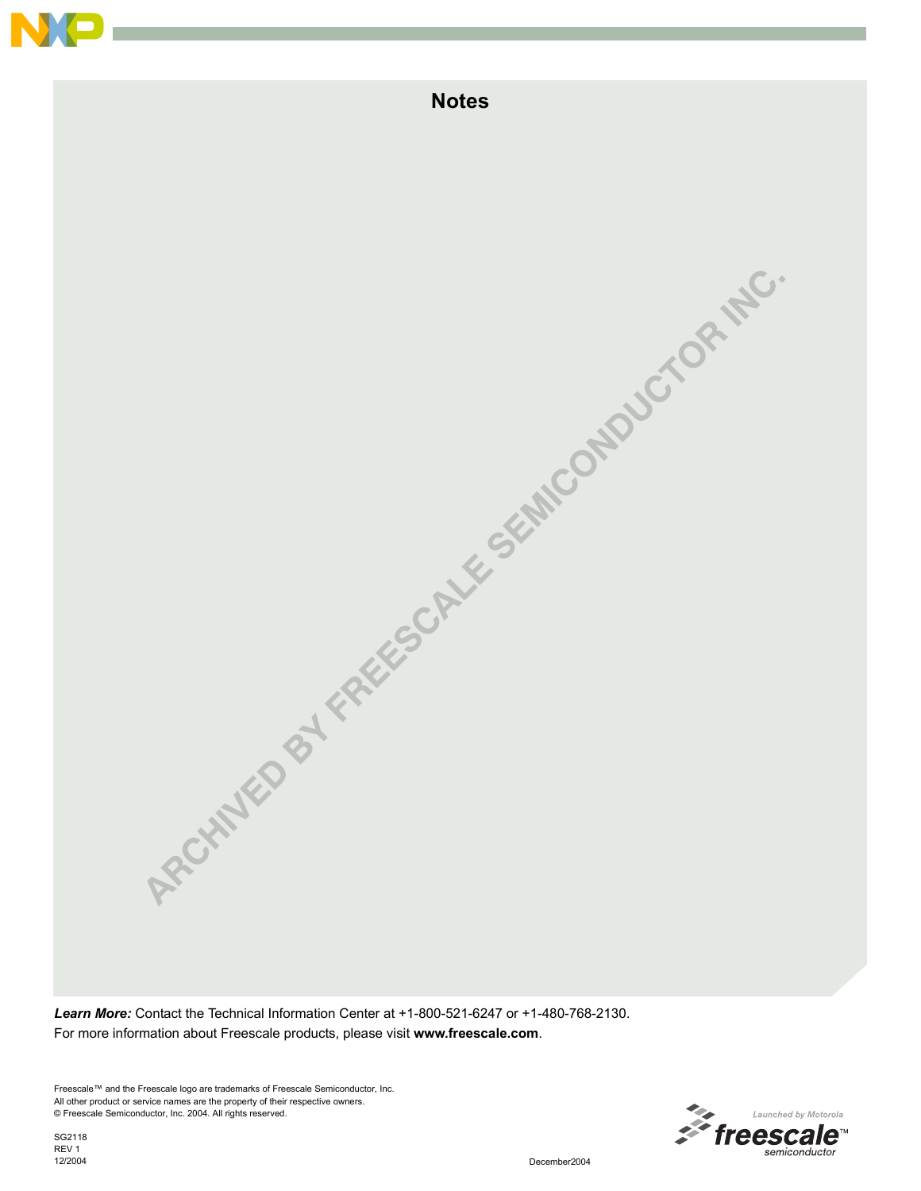## Notes

ARCHIVED BY FREESCALE SEMICONDUCTOR INC.

***Learn More:*** Contact the Technical Information Center at +1-800-521-6247 or +1-480-768-2130.
For more information about Freescale products, please visit **www.freescale.com**.

Freescale™ and the Freescale logo are trademarks of Freescale Semiconductor, Inc.
All other product or service names are the property of their respective owners.
© Freescale Semiconductor, Inc. 2004. All rights reserved.

SG2118
REV 1
12/2004

December2004